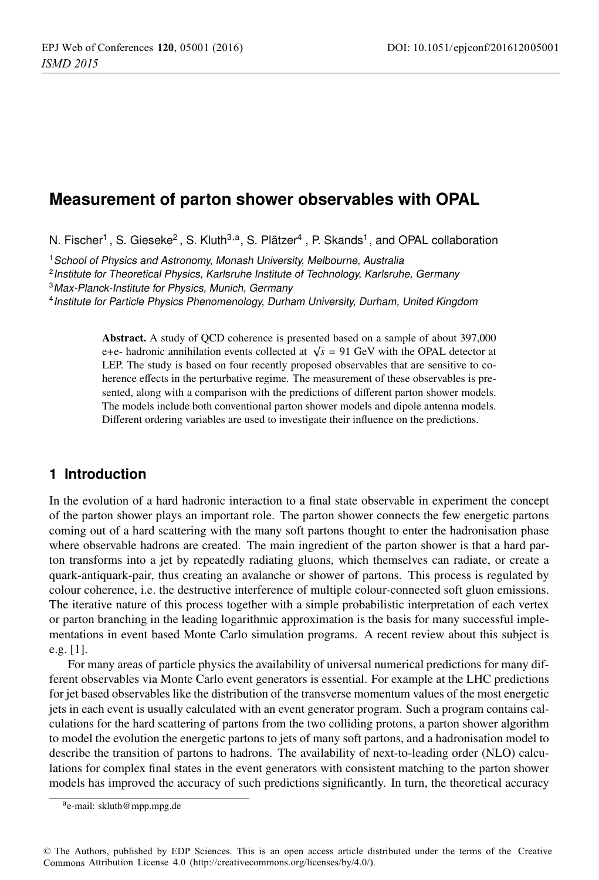# Measurement of parton shower observables with OPAL

N. Fischer[1], S. Gieseke[2], S. Kluth[3,a], S. Plätzer[4], P. Skands[1], and OPAL collaboration

[1] *School of Physics and Astronomy, Monash University, Melbourne, Australia*
[2] *Institute for Theoretical Physics, Karlsruhe Institute of Technology, Karlsruhe, Germany*
[3] *Max-Planck-Institute for Physics, Munich, Germany*
[4] *Institute for Particle Physics Phenomenology, Durham University, Durham, United Kingdom*

**Abstract.** A study of QCD coherence is presented based on a sample of about 397,000 e+e- hadronic annihilation events collected at $\sqrt{s} = 91$ GeV with the OPAL detector at LEP. The study is based on four recently proposed observables that are sensitive to coherence effects in the perturbative regime. The measurement of these observables is presented, along with a comparison with the predictions of different parton shower models. The models include both conventional parton shower models and dipole antenna models. Different ordering variables are used to investigate their influence on the predictions.

## 1 Introduction

In the evolution of a hard hadronic interaction to a final state observable in experiment the concept of the parton shower plays an important role. The parton shower connects the few energetic partons coming out of a hard scattering with the many soft partons thought to enter the hadronisation phase where observable hadrons are created. The main ingredient of the parton shower is that a hard parton transforms into a jet by repeatedly radiating gluons, which themselves can radiate, or create a quark-antiquark-pair, thus creating an avalanche or shower of partons. This process is regulated by colour coherence, i.e. the destructive interference of multiple colour-connected soft gluon emissions. The iterative nature of this process together with a simple probabilistic interpretation of each vertex or parton branching in the leading logarithmic approximation is the basis for many successful implementations in event based Monte Carlo simulation programs. A recent review about this subject is e.g. [1].

For many areas of particle physics the availability of universal numerical predictions for many different observables via Monte Carlo event generators is essential. For example at the LHC predictions for jet based observables like the distribution of the transverse momentum values of the most energetic jets in each event is usually calculated with an event generator program. Such a program contains calculations for the hard scattering of partons from the two colliding protons, a parton shower algorithm to model the evolution the energetic partons to jets of many soft partons, and a hadronisation model to describe the transition of partons to hadrons. The availability of next-to-leading order (NLO) calculations for complex final states in the event generators with consistent matching to the parton shower models has improved the accuracy of such predictions significantly. In turn, the theoretical accuracy

[a] e-mail: skluth@mpp.mpg.de

© The Authors, published by EDP Sciences. This is an open access article distributed under the terms of the Creative Commons Attribution License 4.0 (http://creativecommons.org/licenses/by/4.0/).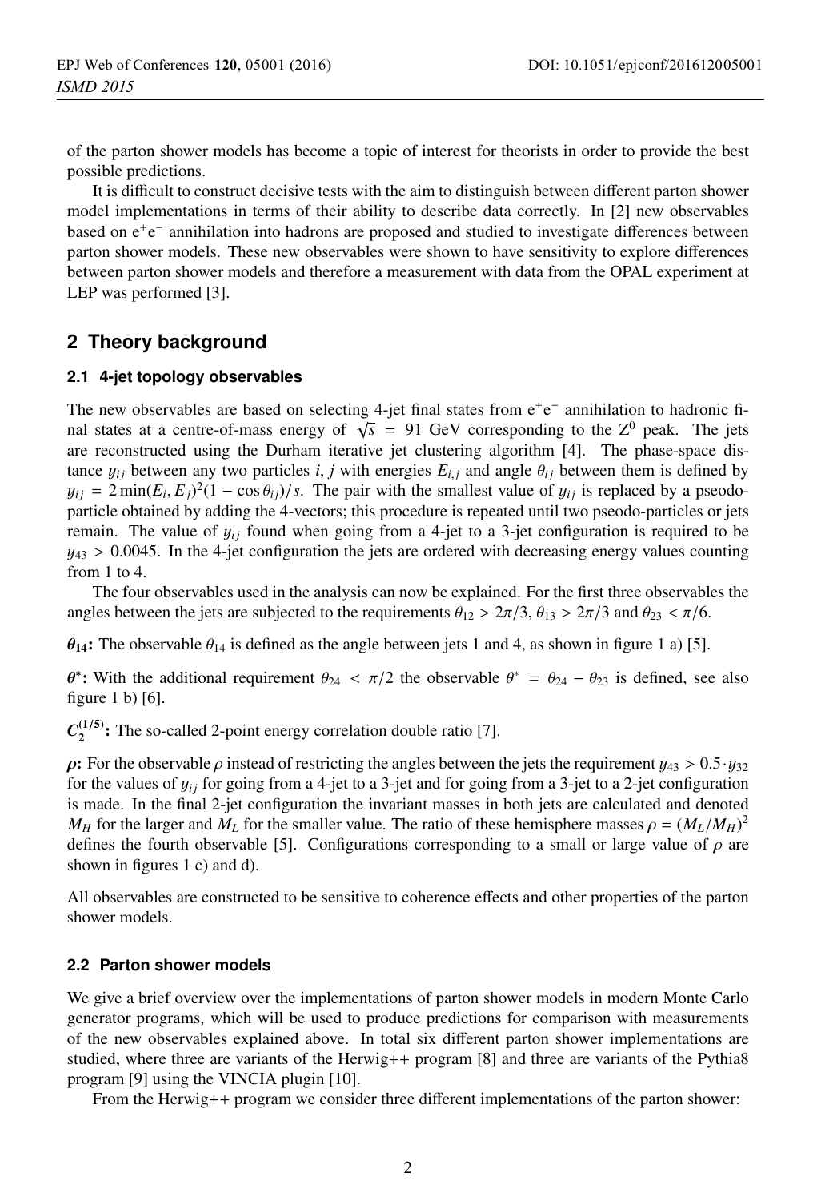of the parton shower models has become a topic of interest for theorists in order to provide the best possible predictions.

It is difficult to construct decisive tests with the aim to distinguish between different parton shower model implementations in terms of their ability to describe data correctly. In [2] new observables based on $e^+e^-$ annihilation into hadrons are proposed and studied to investigate differences between parton shower models. These new observables were shown to have sensitivity to explore differences between parton shower models and therefore a measurement with data from the OPAL experiment at LEP was performed [3].

## 2 Theory background

### 2.1 4-jet topology observables

The new observables are based on selecting 4-jet final states from $e^+e^-$ annihilation to hadronic final states at a centre-of-mass energy of $\sqrt{s}$ = 91 GeV corresponding to the $Z^0$ peak. The jets are reconstructed using the Durham iterative jet clustering algorithm [4]. The phase-space distance $y_{ij}$ between any two particles $i$, $j$ with energies $E_{i,j}$ and angle $\theta_{ij}$ between them is defined by $y_{ij} = 2\min(E_i, E_j)^2(1 - \cos\theta_{ij})/s$. The pair with the smallest value of $y_{ij}$ is replaced by a pseudo-particle obtained by adding the 4-vectors; this procedure is repeated until two pseudo-particles or jets remain. The value of $y_{ij}$ found when going from a 4-jet to a 3-jet configuration is required to be $y_{43} > 0.0045$. In the 4-jet configuration the jets are ordered with decreasing energy values counting from 1 to 4.

The four observables used in the analysis can now be explained. For the first three observables the angles between the jets are subjected to the requirements $\theta_{12} > 2\pi/3$, $\theta_{13} > 2\pi/3$ and $\theta_{23} < \pi/6$.

$\boldsymbol{\theta_{14}}$**:** The observable $\theta_{14}$ is defined as the angle between jets 1 and 4, as shown in figure 1 a) [5].

$\boldsymbol{\theta^*}$**:** With the additional requirement $\theta_{24} < \pi/2$ the observable $\theta^* = \theta_{24} - \theta_{23}$ is defined, see also figure 1 b) [6].

$\boldsymbol{C_2^{(1/5)}}$**:** The so-called 2-point energy correlation double ratio [7].

$\boldsymbol{\rho}$**:** For the observable $\rho$ instead of restricting the angles between the jets the requirement $y_{43} > 0.5 \cdot y_{32}$ for the values of $y_{ij}$ for going from a 4-jet to a 3-jet and for going from a 3-jet to a 2-jet configuration is made. In the final 2-jet configuration the invariant masses in both jets are calculated and denoted $M_H$ for the larger and $M_L$ for the smaller value. The ratio of these hemisphere masses $\rho = (M_L/M_H)^2$ defines the fourth observable [5]. Configurations corresponding to a small or large value of $\rho$ are shown in figures 1 c) and d).

All observables are constructed to be sensitive to coherence effects and other properties of the parton shower models.

### 2.2 Parton shower models

We give a brief overview over the implementations of parton shower models in modern Monte Carlo generator programs, which will be used to produce predictions for comparison with measurements of the new observables explained above. In total six different parton shower implementations are studied, where three are variants of the Herwig++ program [8] and three are variants of the Pythia8 program [9] using the VINCIA plugin [10].

From the Herwig++ program we consider three different implementations of the parton shower: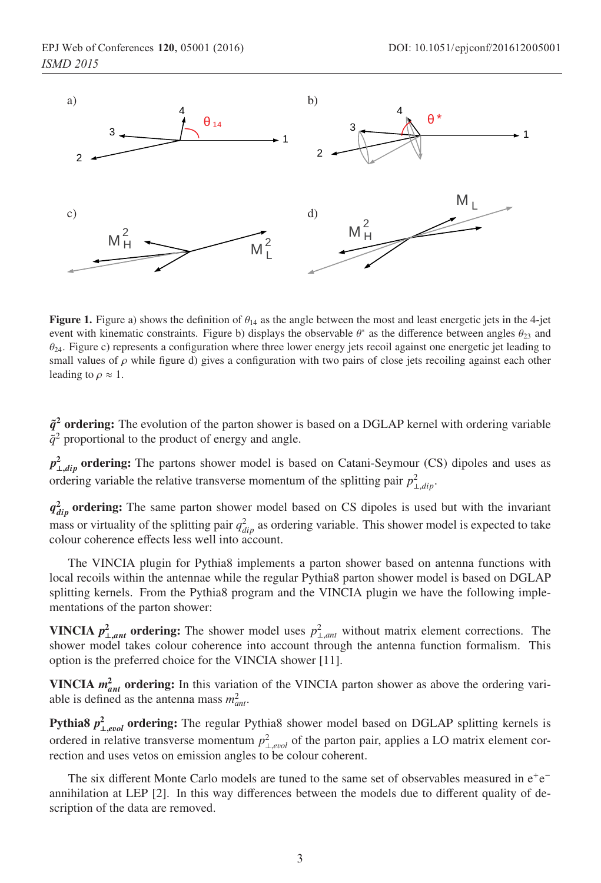**Figure 1.** Figure a) shows the definition of $\theta_{14}$ as the angle between the most and least energetic jets in the 4-jet event with kinematic constraints. Figure b) displays the observable $\theta^{*}$ as the difference between angles $\theta_{23}$ and $\theta_{24}$. Figure c) represents a configuration where three lower energy jets recoil against one energetic jet leading to small values of $\rho$ while figure d) gives a configuration with two pairs of close jets recoiling against each other leading to $\rho \approx 1$.

**$\tilde{q}^2$ ordering:** The evolution of the parton shower is based on a DGLAP kernel with ordering variable $\tilde{q}^2$ proportional to the product of energy and angle.

**$p^2_{\perp,dip}$ ordering:** The partons shower model is based on Catani-Seymour (CS) dipoles and uses as ordering variable the relative transverse momentum of the splitting pair $p^2_{\perp,dip}$.

**$q^2_{dip}$ ordering:** The same parton shower model based on CS dipoles is used but with the invariant mass or virtuality of the splitting pair $q^2_{dip}$ as ordering variable. This shower model is expected to take colour coherence effects less well into account.

The VINCIA plugin for Pythia8 implements a parton shower based on antenna functions with local recoils within the antennae while the regular Pythia8 parton shower model is based on DGLAP splitting kernels. From the Pythia8 program and the VINCIA plugin we have the following implementations of the parton shower:

**VINCIA $p^2_{\perp,ant}$ ordering:** The shower model uses $p^2_{\perp,ant}$ without matrix element corrections. The shower model takes colour coherence into account through the antenna function formalism. This option is the preferred choice for the VINCIA shower [11].

**VINCIA $m^2_{ant}$ ordering:** In this variation of the VINCIA parton shower as above the ordering variable is defined as the antenna mass $m^2_{ant}$.

**Pythia8 $p^2_{\perp,evol}$ ordering:** The regular Pythia8 shower model based on DGLAP splitting kernels is ordered in relative transverse momentum $p^2_{\perp,evol}$ of the parton pair, applies a LO matrix element correction and uses vetos on emission angles to be colour coherent.

The six different Monte Carlo models are tuned to the same set of observables measured in $e^+e^-$ annihilation at LEP [2]. In this way differences between the models due to different quality of description of the data are removed.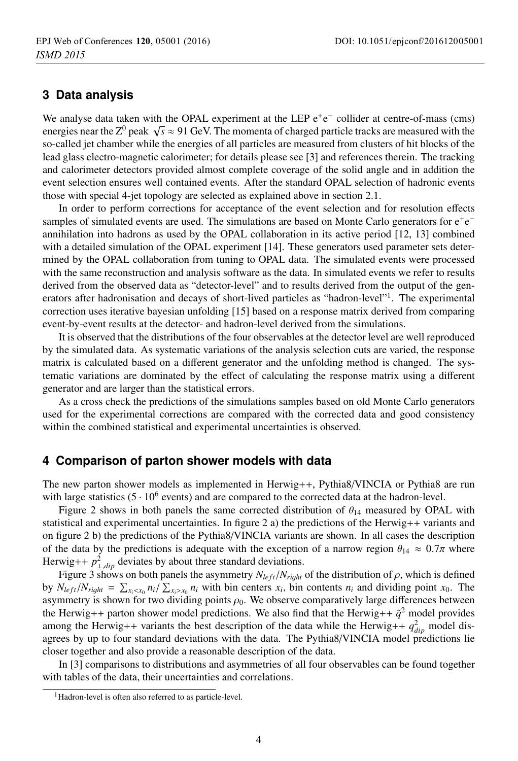## 3 Data analysis

We analyse data taken with the OPAL experiment at the LEP $e^+e^-$ collider at centre-of-mass (cms) energies near the $Z^0$ peak $\sqrt{s} \approx 91$ GeV. The momenta of charged particle tracks are measured with the so-called jet chamber while the energies of all particles are measured from clusters of hit blocks of the lead glass electro-magnetic calorimeter; for details please see [3] and references therein. The tracking and calorimeter detectors provided almost complete coverage of the solid angle and in addition the event selection ensures well contained events. After the standard OPAL selection of hadronic events those with special 4-jet topology are selected as explained above in section 2.1.

In order to perform corrections for acceptance of the event selection and for resolution effects samples of simulated events are used. The simulations are based on Monte Carlo generators for $e^+e^-$ annihilation into hadrons as used by the OPAL collaboration in its active period [12, 13] combined with a detailed simulation of the OPAL experiment [14]. These generators used parameter sets determined by the OPAL collaboration from tuning to OPAL data. The simulated events were processed with the same reconstruction and analysis software as the data. In simulated events we refer to results derived from the observed data as "detector-level" and to results derived from the output of the generators after hadronisation and decays of short-lived particles as "hadron-level"[1]. The experimental correction uses iterative bayesian unfolding [15] based on a response matrix derived from comparing event-by-event results at the detector- and hadron-level derived from the simulations.

It is observed that the distributions of the four observables at the detector level are well reproduced by the simulated data. As systematic variations of the analysis selection cuts are varied, the response matrix is calculated based on a different generator and the unfolding method is changed. The systematic variations are dominated by the effect of calculating the response matrix using a different generator and are larger than the statistical errors.

As a cross check the predictions of the simulations samples based on old Monte Carlo generators used for the experimental corrections are compared with the corrected data and good consistency within the combined statistical and experimental uncertainties is observed.

## 4 Comparison of parton shower models with data

The new parton shower models as implemented in Herwig++, Pythia8/VINCIA or Pythia8 are run with large statistics ($5 \cdot 10^6$ events) and are compared to the corrected data at the hadron-level.

Figure 2 shows in both panels the same corrected distribution of $\theta_{14}$ measured by OPAL with statistical and experimental uncertainties. In figure 2 a) the predictions of the Herwig++ variants and on figure 2 b) the predictions of the Pythia8/VINCIA variants are shown. In all cases the description of the data by the predictions is adequate with the exception of a narrow region $\theta_{14} \approx 0.7\pi$ where Herwig++ $p^2_{\perp,dip}$ deviates by about three standard deviations.

Figure 3 shows on both panels the asymmetry $N_{left}/N_{right}$ of the distribution of $\rho$, which is defined by $N_{left}/N_{right} = \sum_{x_i<x_0} n_i / \sum_{x_i>x_0} n_i$ with bin centers $x_i$, bin contents $n_i$ and dividing point $x_0$. The asymmetry is shown for two dividing points $\rho_0$. We observe comparatively large differences between the Herwig++ parton shower model predictions. We also find that the Herwig++ $\tilde{q}^2$ model provides among the Herwig++ variants the best description of the data while the Herwig++ $q^2_{dip}$ model disagrees by up to four standard deviations with the data. The Pythia8/VINCIA model predictions lie closer together and also provide a reasonable description of the data.

In [3] comparisons to distributions and asymmetries of all four observables can be found together with tables of the data, their uncertainties and correlations.

[1] Hadron-level is often also referred to as particle-level.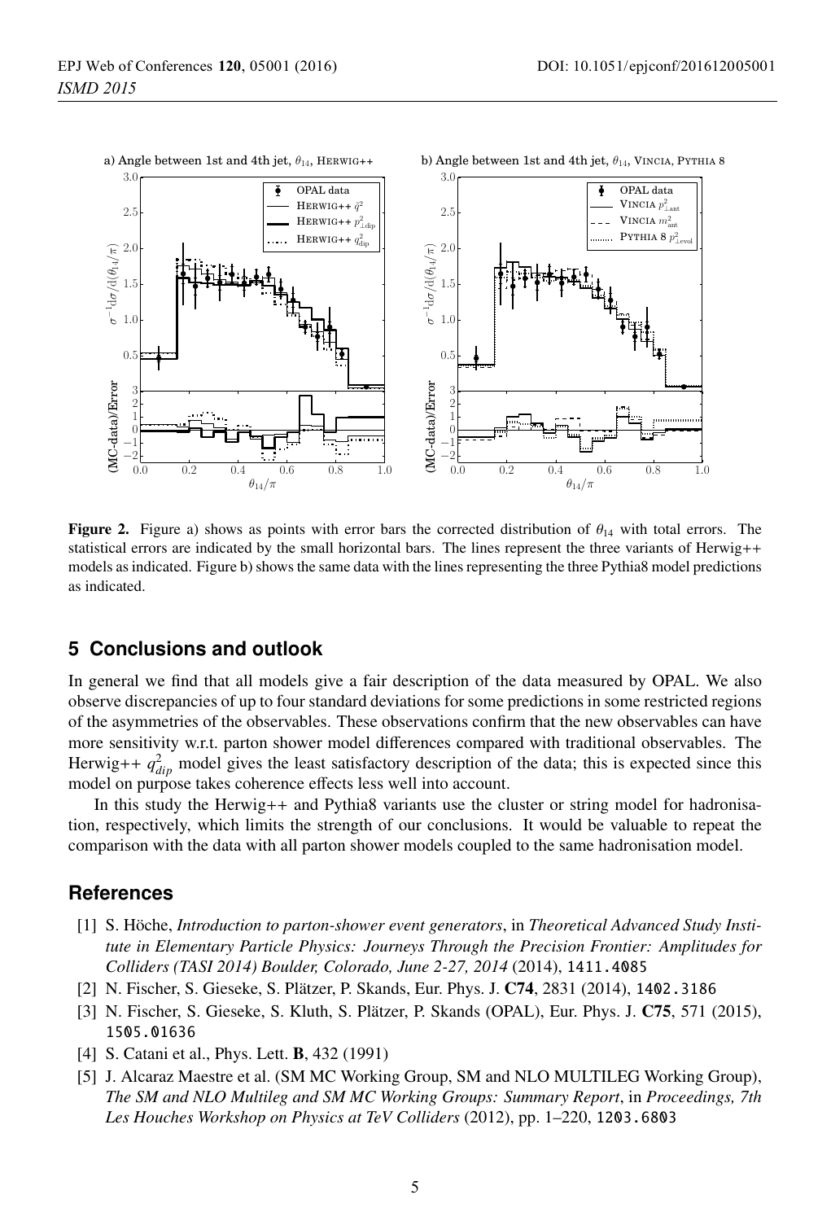Figure 2. Figure a) shows as points with error bars the corrected distribution of $\theta_{14}$ with total errors. The statistical errors are indicated by the small horizontal bars. The lines represent the three variants of Herwig++ models as indicated. Figure b) shows the same data with the lines representing the three Pythia8 model predictions as indicated.

## 5 Conclusions and outlook

In general we find that all models give a fair description of the data measured by OPAL. We also observe discrepancies of up to four standard deviations for some predictions in some restricted regions of the asymmetries of the observables. These observations confirm that the new observables can have more sensitivity w.r.t. parton shower model differences compared with traditional observables. The Herwig++ $q^2_{dip}$ model gives the least satisfactory description of the data; this is expected since this model on purpose takes coherence effects less well into account.

In this study the Herwig++ and Pythia8 variants use the cluster or string model for hadronisation, respectively, which limits the strength of our conclusions. It would be valuable to repeat the comparison with the data with all parton shower models coupled to the same hadronisation model.

## References

[1] S. Höche, *Introduction to parton-shower event generators*, in *Theoretical Advanced Study Institute in Elementary Particle Physics: Journeys Through the Precision Frontier: Amplitudes for Colliders (TASI 2014) Boulder, Colorado, June 2-27, 2014* (2014), 1411.4085

[2] N. Fischer, S. Gieseke, S. Plätzer, P. Skands, Eur. Phys. J. **C74**, 2831 (2014), 1402.3186

[3] N. Fischer, S. Gieseke, S. Kluth, S. Plätzer, P. Skands (OPAL), Eur. Phys. J. **C75**, 571 (2015), 1505.01636

[4] S. Catani et al., Phys. Lett. **B**, 432 (1991)

[5] J. Alcaraz Maestre et al. (SM MC Working Group, SM and NLO MULTILEG Working Group), *The SM and NLO Multileg and SM MC Working Groups: Summary Report*, in *Proceedings, 7th Les Houches Workshop on Physics at TeV Colliders* (2012), pp. 1–220, 1203.6803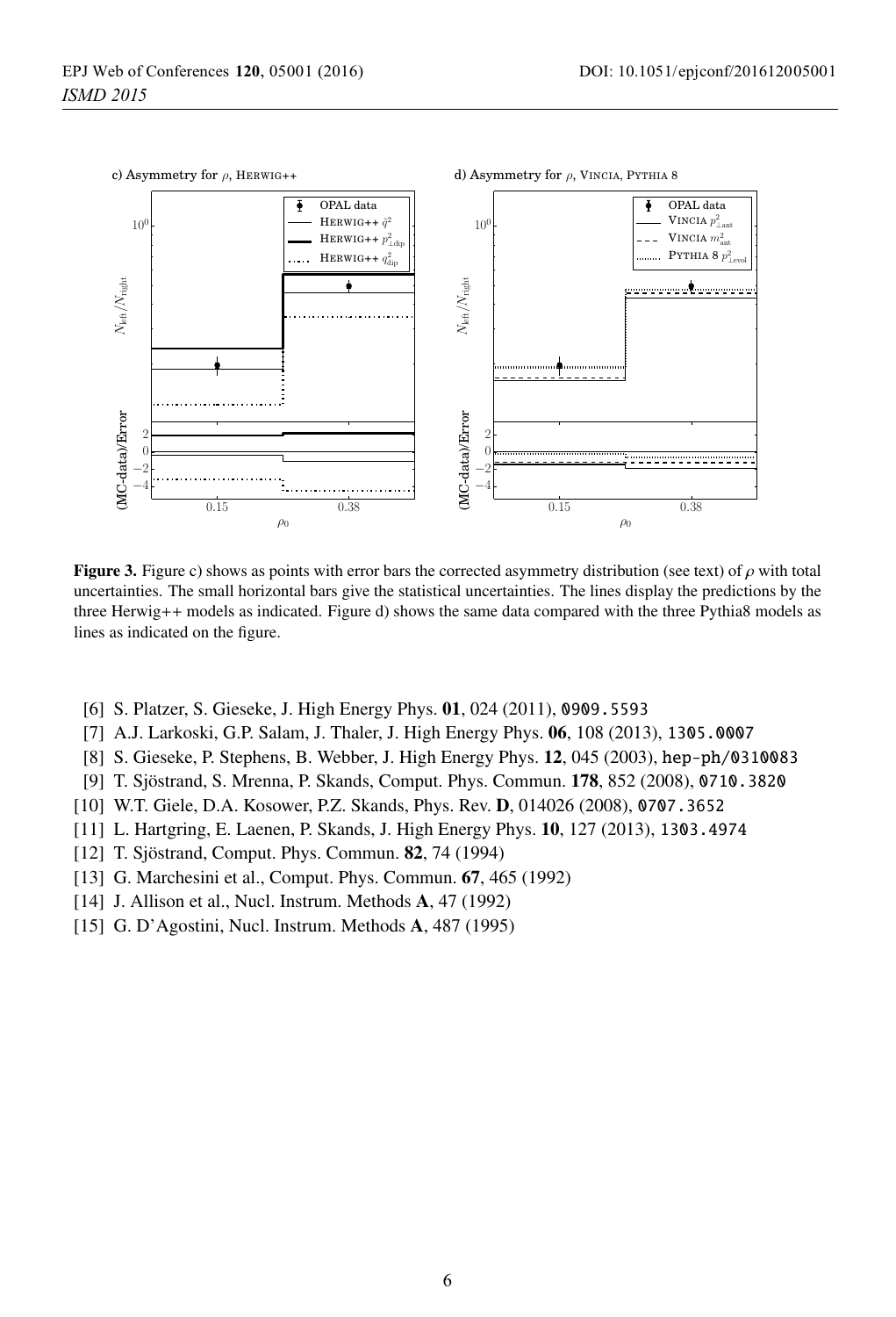c) Asymmetry for $\rho$, HERWIG++

OPAL data
HERWIG++ $\tilde{q}^2$
HERWIG++ $p^2_{\perp\mathrm{dip}}$
HERWIG++ $q^2_{\mathrm{dip}}$

$10^0$
$N_{\mathrm{left}}/N_{\mathrm{right}}$
(MC-data)/Error
2
0
−2
−4
0.15
0.38
$\rho_0$

d) Asymmetry for $\rho$, VINCIA, PYTHIA 8

OPAL data
VINCIA $p^2_{\perp\mathrm{ant}}$
VINCIA $m^2_{\mathrm{ant}}$
PYTHIA 8 $p^2_{\perp\mathrm{evol}}$

$10^0$
$N_{\mathrm{left}}/N_{\mathrm{right}}$
(MC-data)/Error
2
0
−2
−4
0.15
0.38
$\rho_0$

**Figure 3.** Figure c) shows as points with error bars the corrected asymmetry distribution (see text) of $\rho$ with total uncertainties. The small horizontal bars give the statistical uncertainties. The lines display the predictions by the three Herwig++ models as indicated. Figure d) shows the same data compared with the three Pythia8 models as lines as indicated on the figure.

[6] S. Platzer, S. Gieseke, J. High Energy Phys. **01**, 024 (2011), 0909.5593
[7] A.J. Larkoski, G.P. Salam, J. Thaler, J. High Energy Phys. **06**, 108 (2013), 1305.0007
[8] S. Gieseke, P. Stephens, B. Webber, J. High Energy Phys. **12**, 045 (2003), hep-ph/0310083
[9] T. Sjöstrand, S. Mrenna, P. Skands, Comput. Phys. Commun. **178**, 852 (2008), 0710.3820
[10] W.T. Giele, D.A. Kosower, P.Z. Skands, Phys. Rev. **D**, 014026 (2008), 0707.3652
[11] L. Hartgring, E. Laenen, P. Skands, J. High Energy Phys. **10**, 127 (2013), 1303.4974
[12] T. Sjöstrand, Comput. Phys. Commun. **82**, 74 (1994)
[13] G. Marchesini et al., Comput. Phys. Commun. **67**, 465 (1992)
[14] J. Allison et al., Nucl. Instrum. Methods **A**, 47 (1992)
[15] G. D'Agostini, Nucl. Instrum. Methods **A**, 487 (1995)